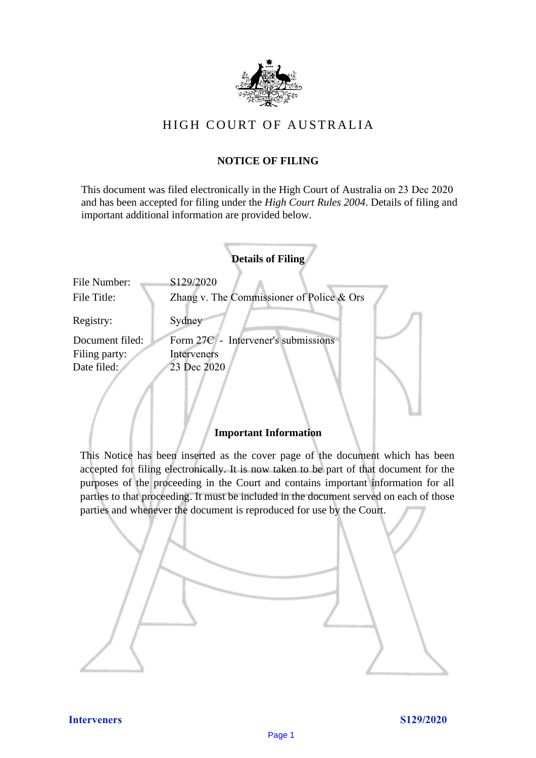# HIGH COURT OF AUSTRALIA

## NOTICE OF FILING

This document was filed electronically in the High Court of Australia on 23 Dec 2020 and has been accepted for filing under the *High Court Rules 2004*. Details of filing and important additional information are provided below.

### Details of Filing

| | |
|---|---|
| File Number: | S129/2020 |
| File Title: | Zhang v. The Commissioner of Police & Ors |
| Registry: | Sydney |
| Document filed: | Form 27C - Intervener's submissions |
| Filing party: | Interveners |
| Date filed: | 23 Dec 2020 |

### Important Information

This Notice has been inserted as the cover page of the document which has been accepted for filing electronically. It is now taken to be part of that document for the purposes of the proceeding in the Court and contains important information for all parties to that proceeding. It must be included in the document served on each of those parties and whenever the document is reproduced for use by the Court.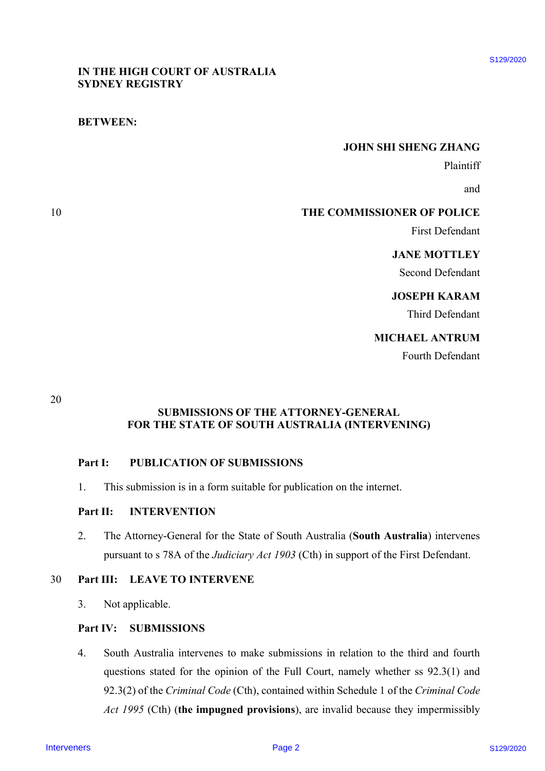IN THE HIGH COURT OF AUSTRALIA
SYDNEY REGISTRY

**BETWEEN:**

**JOHN SHI SHENG ZHANG**
Plaintiff

and

**THE COMMISSIONER OF POLICE**
First Defendant

**JANE MOTTLEY**
Second Defendant

**JOSEPH KARAM**
Third Defendant

**MICHAEL ANTRUM**
Fourth Defendant

**SUBMISSIONS OF THE ATTORNEY-GENERAL FOR THE STATE OF SOUTH AUSTRALIA (INTERVENING)**

**Part I: PUBLICATION OF SUBMISSIONS**

1. This submission is in a form suitable for publication on the internet.

**Part II: INTERVENTION**

2. The Attorney-General for the State of South Australia (**South Australia**) intervenes pursuant to s 78A of the *Judiciary Act 1903* (Cth) in support of the First Defendant.

**Part III: LEAVE TO INTERVENE**

3. Not applicable.

**Part IV: SUBMISSIONS**

4. South Australia intervenes to make submissions in relation to the third and fourth questions stated for the opinion of the Full Court, namely whether ss 92.3(1) and 92.3(2) of the *Criminal Code* (Cth), contained within Schedule 1 of the *Criminal Code Act 1995* (Cth) (**the impugned provisions**), are invalid because they impermissibly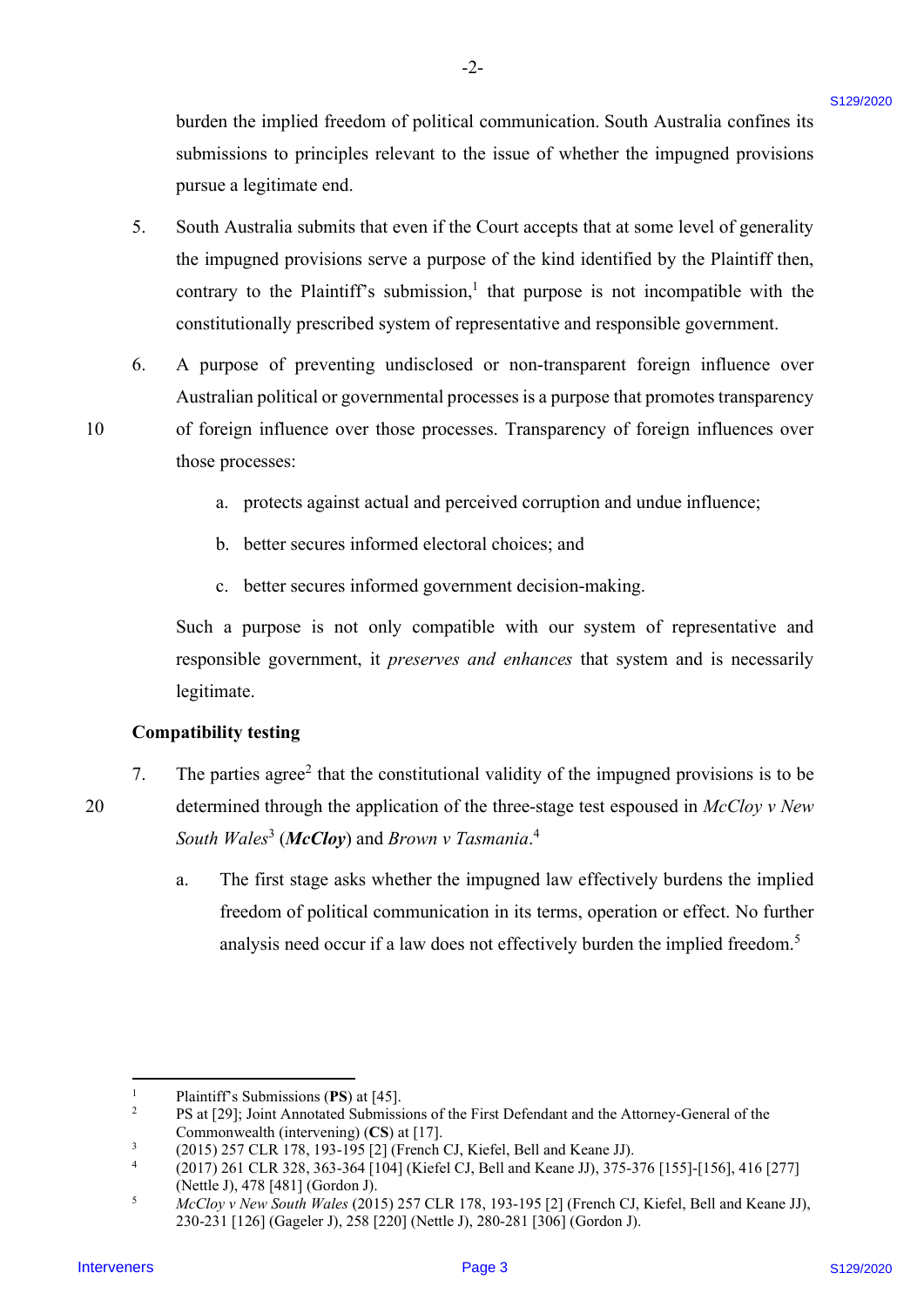burden the implied freedom of political communication. South Australia confines its submissions to principles relevant to the issue of whether the impugned provisions pursue a legitimate end.

5. South Australia submits that even if the Court accepts that at some level of generality the impugned provisions serve a purpose of the kind identified by the Plaintiff then, contrary to the Plaintiff's submission,[1] that purpose is not incompatible with the constitutionally prescribed system of representative and responsible government.

6. A purpose of preventing undisclosed or non-transparent foreign influence over Australian political or governmental processes is a purpose that promotes transparency of foreign influence over those processes. Transparency of foreign influences over those processes:

   a. protects against actual and perceived corruption and undue influence;

   b. better secures informed electoral choices; and

   c. better secures informed government decision-making.

   Such a purpose is not only compatible with our system of representative and responsible government, it *preserves and enhances* that system and is necessarily legitimate.

**Compatibility testing**

7. The parties agree[2] that the constitutional validity of the impugned provisions is to be determined through the application of the three-stage test espoused in *McCloy v New South Wales*[3] (***McCloy***) and *Brown v Tasmania*.[4]

   a. The first stage asks whether the impugned law effectively burdens the implied freedom of political communication in its terms, operation or effect. No further analysis need occur if a law does not effectively burden the implied freedom.[5]

---

[1] Plaintiff's Submissions (**PS**) at [45].

[2] PS at [29]; Joint Annotated Submissions of the First Defendant and the Attorney-General of the Commonwealth (intervening) (**CS**) at [17].

[3] (2015) 257 CLR 178, 193-195 [2] (French CJ, Kiefel, Bell and Keane JJ).

[4] (2017) 261 CLR 328, 363-364 [104] (Kiefel CJ, Bell and Keane JJ), 375-376 [155]-[156], 416 [277] (Nettle J), 478 [481] (Gordon J).

[5] *McCloy v New South Wales* (2015) 257 CLR 178, 193-195 [2] (French CJ, Kiefel, Bell and Keane JJ), 230-231 [126] (Gageler J), 258 [220] (Nettle J), 280-281 [306] (Gordon J).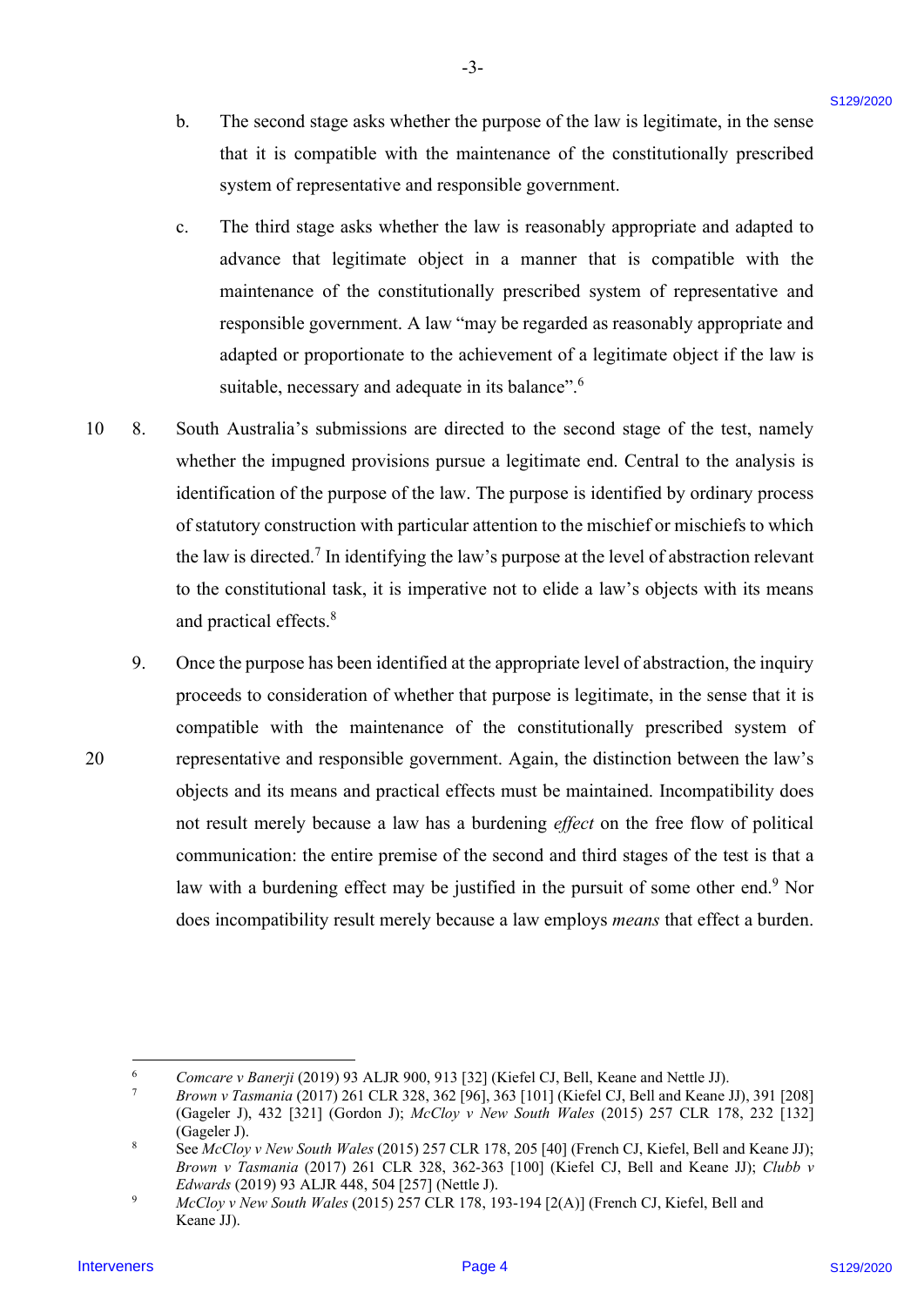b. The second stage asks whether the purpose of the law is legitimate, in the sense that it is compatible with the maintenance of the constitutionally prescribed system of representative and responsible government.

c. The third stage asks whether the law is reasonably appropriate and adapted to advance that legitimate object in a manner that is compatible with the maintenance of the constitutionally prescribed system of representative and responsible government. A law "may be regarded as reasonably appropriate and adapted or proportionate to the achievement of a legitimate object if the law is suitable, necessary and adequate in its balance".[6]

8. South Australia's submissions are directed to the second stage of the test, namely whether the impugned provisions pursue a legitimate end. Central to the analysis is identification of the purpose of the law. The purpose is identified by ordinary process of statutory construction with particular attention to the mischief or mischiefs to which the law is directed.[7] In identifying the law's purpose at the level of abstraction relevant to the constitutional task, it is imperative not to elide a law's objects with its means and practical effects.[8]

9. Once the purpose has been identified at the appropriate level of abstraction, the inquiry proceeds to consideration of whether that purpose is legitimate, in the sense that it is compatible with the maintenance of the constitutionally prescribed system of representative and responsible government. Again, the distinction between the law's objects and its means and practical effects must be maintained. Incompatibility does not result merely because a law has a burdening *effect* on the free flow of political communication: the entire premise of the second and third stages of the test is that a law with a burdening effect may be justified in the pursuit of some other end.[9] Nor does incompatibility result merely because a law employs *means* that effect a burden.

---

[6] *Comcare v Banerji* (2019) 93 ALJR 900, 913 [32] (Kiefel CJ, Bell, Keane and Nettle JJ).

[7] *Brown v Tasmania* (2017) 261 CLR 328, 362 [96], 363 [101] (Kiefel CJ, Bell and Keane JJ), 391 [208] (Gageler J), 432 [321] (Gordon J); *McCloy v New South Wales* (2015) 257 CLR 178, 232 [132] (Gageler J).

[8] See *McCloy v New South Wales* (2015) 257 CLR 178, 205 [40] (French CJ, Kiefel, Bell and Keane JJ); *Brown v Tasmania* (2017) 261 CLR 328, 362-363 [100] (Kiefel CJ, Bell and Keane JJ); *Clubb v Edwards* (2019) 93 ALJR 448, 504 [257] (Nettle J).

[9] *McCloy v New South Wales* (2015) 257 CLR 178, 193-194 [2(A)] (French CJ, Kiefel, Bell and Keane JJ).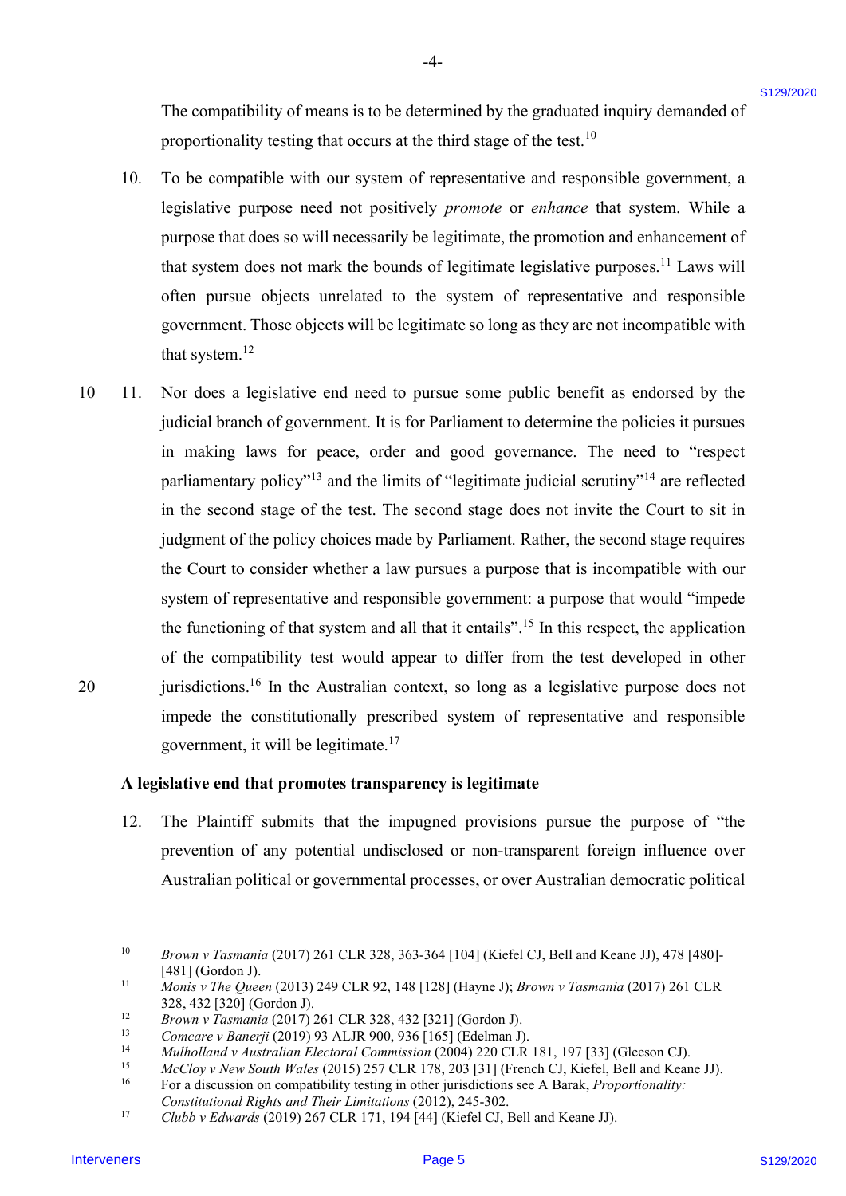The compatibility of means is to be determined by the graduated inquiry demanded of proportionality testing that occurs at the third stage of the test.[10]

10. To be compatible with our system of representative and responsible government, a legislative purpose need not positively *promote* or *enhance* that system. While a purpose that does so will necessarily be legitimate, the promotion and enhancement of that system does not mark the bounds of legitimate legislative purposes.[11] Laws will often pursue objects unrelated to the system of representative and responsible government. Those objects will be legitimate so long as they are not incompatible with that system.[12]

11. Nor does a legislative end need to pursue some public benefit as endorsed by the judicial branch of government. It is for Parliament to determine the policies it pursues in making laws for peace, order and good governance. The need to "respect parliamentary policy"[13] and the limits of "legitimate judicial scrutiny"[14] are reflected in the second stage of the test. The second stage does not invite the Court to sit in judgment of the policy choices made by Parliament. Rather, the second stage requires the Court to consider whether a law pursues a purpose that is incompatible with our system of representative and responsible government: a purpose that would "impede the functioning of that system and all that it entails".[15] In this respect, the application of the compatibility test would appear to differ from the test developed in other jurisdictions.[16] In the Australian context, so long as a legislative purpose does not impede the constitutionally prescribed system of representative and responsible government, it will be legitimate.[17]

### A legislative end that promotes transparency is legitimate

12. The Plaintiff submits that the impugned provisions pursue the purpose of "the prevention of any potential undisclosed or non-transparent foreign influence over Australian political or governmental processes, or over Australian democratic political

---

[10] *Brown v Tasmania* (2017) 261 CLR 328, 363-364 [104] (Kiefel CJ, Bell and Keane JJ), 478 [480]-[481] (Gordon J).

[11] *Monis v The Queen* (2013) 249 CLR 92, 148 [128] (Hayne J); *Brown v Tasmania* (2017) 261 CLR 328, 432 [320] (Gordon J).

[12] *Brown v Tasmania* (2017) 261 CLR 328, 432 [321] (Gordon J).

[13] *Comcare v Banerji* (2019) 93 ALJR 900, 936 [165] (Edelman J).

[14] *Mulholland v Australian Electoral Commission* (2004) 220 CLR 181, 197 [33] (Gleeson CJ).

[15] *McCloy v New South Wales* (2015) 257 CLR 178, 203 [31] (French CJ, Kiefel, Bell and Keane JJ).

[16] For a discussion on compatibility testing in other jurisdictions see A Barak, *Proportionality: Constitutional Rights and Their Limitations* (2012), 245-302.

[17] *Clubb v Edwards* (2019) 267 CLR 171, 194 [44] (Kiefel CJ, Bell and Keane JJ).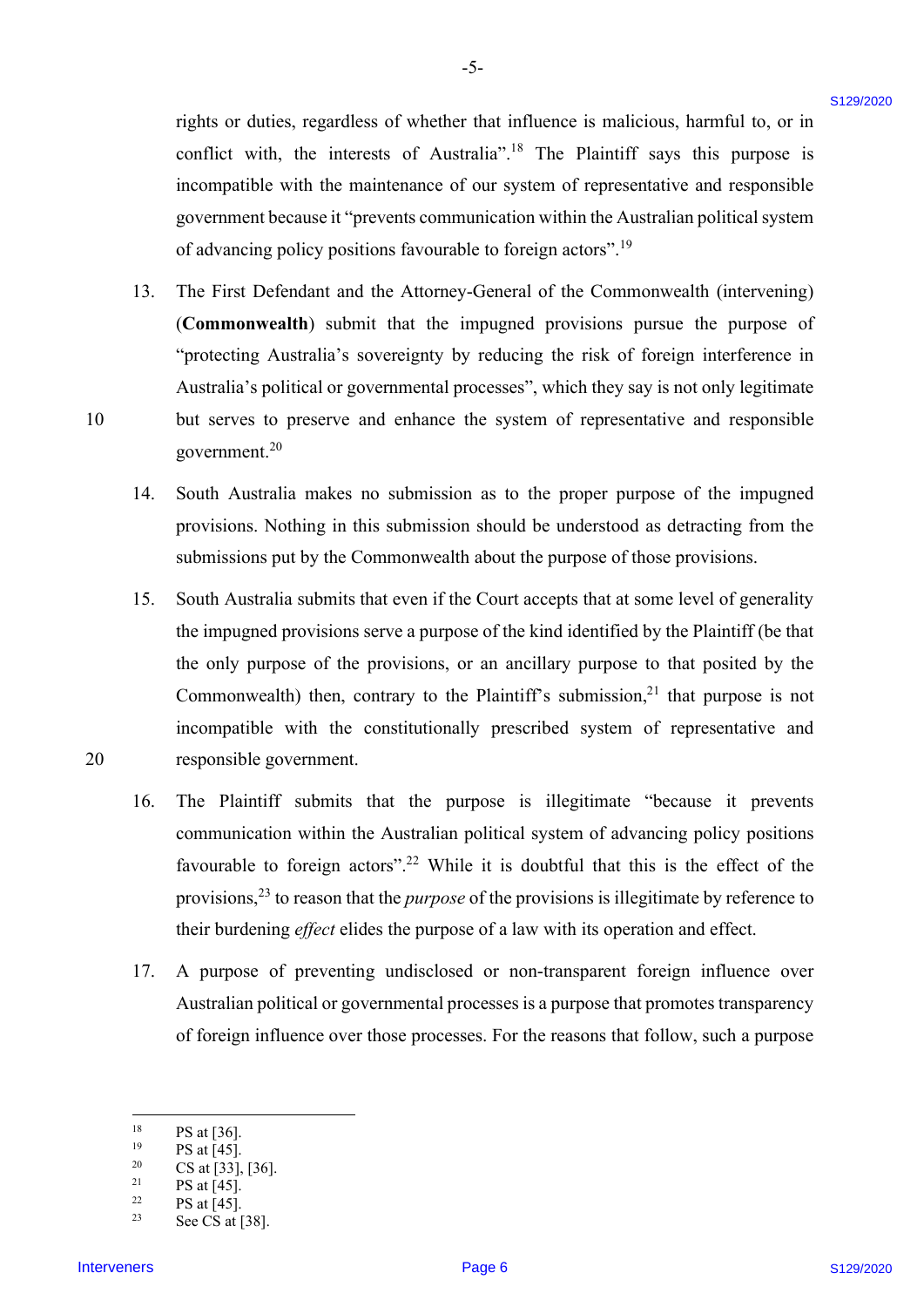rights or duties, regardless of whether that influence is malicious, harmful to, or in conflict with, the interests of Australia".[18] The Plaintiff says this purpose is incompatible with the maintenance of our system of representative and responsible government because it "prevents communication within the Australian political system of advancing policy positions favourable to foreign actors".[19]

13. The First Defendant and the Attorney-General of the Commonwealth (intervening) (**Commonwealth**) submit that the impugned provisions pursue the purpose of "protecting Australia's sovereignty by reducing the risk of foreign interference in Australia's political or governmental processes", which they say is not only legitimate but serves to preserve and enhance the system of representative and responsible government.[20]

14. South Australia makes no submission as to the proper purpose of the impugned provisions. Nothing in this submission should be understood as detracting from the submissions put by the Commonwealth about the purpose of those provisions.

15. South Australia submits that even if the Court accepts that at some level of generality the impugned provisions serve a purpose of the kind identified by the Plaintiff (be that the only purpose of the provisions, or an ancillary purpose to that posited by the Commonwealth) then, contrary to the Plaintiff's submission,[21] that purpose is not incompatible with the constitutionally prescribed system of representative and responsible government.

16. The Plaintiff submits that the purpose is illegitimate "because it prevents communication within the Australian political system of advancing policy positions favourable to foreign actors".[22] While it is doubtful that this is the effect of the provisions,[23] to reason that the *purpose* of the provisions is illegitimate by reference to their burdening *effect* elides the purpose of a law with its operation and effect.

17. A purpose of preventing undisclosed or non-transparent foreign influence over Australian political or governmental processes is a purpose that promotes transparency of foreign influence over those processes. For the reasons that follow, such a purpose

---

[18] PS at [36].
[19] PS at [45].
[20] CS at [33], [36].
[21] PS at [45].
[22] PS at [45].
[23] See CS at [38].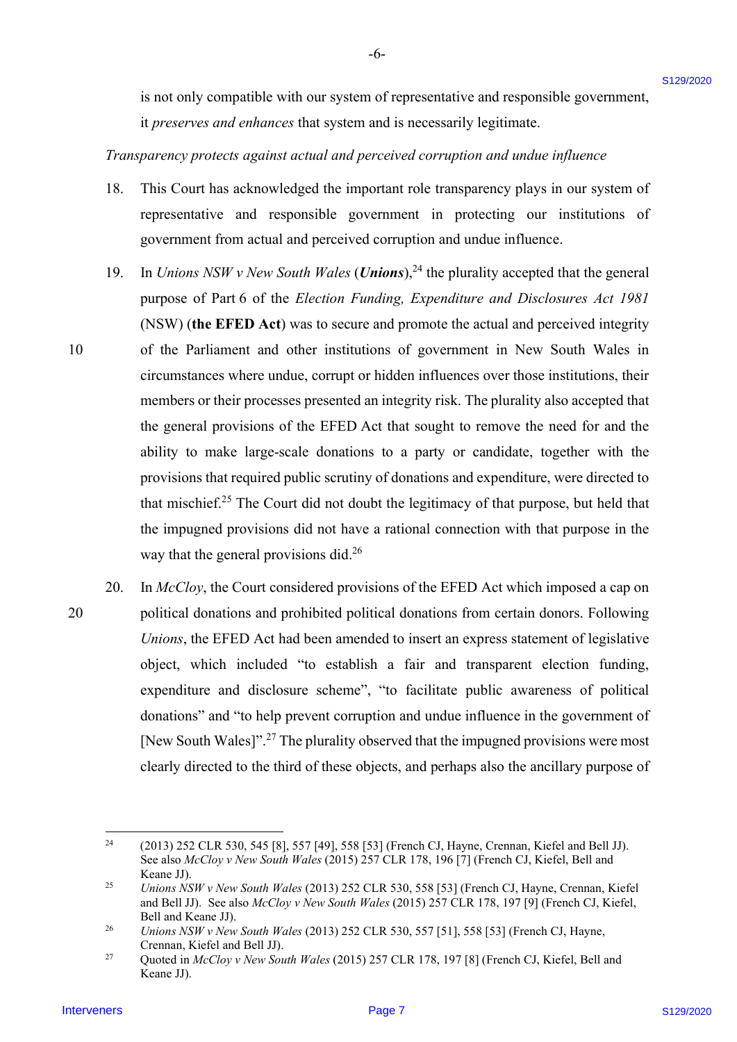is not only compatible with our system of representative and responsible government, it *preserves and enhances* that system and is necessarily legitimate.

*Transparency protects against actual and perceived corruption and undue influence*

18. This Court has acknowledged the important role transparency plays in our system of representative and responsible government in protecting our institutions of government from actual and perceived corruption and undue influence.

19. In *Unions NSW v New South Wales* (***Unions***),[24] the plurality accepted that the general purpose of Part 6 of the *Election Funding, Expenditure and Disclosures Act 1981* (NSW) (**the EFED Act**) was to secure and promote the actual and perceived integrity of the Parliament and other institutions of government in New South Wales in circumstances where undue, corrupt or hidden influences over those institutions, their members or their processes presented an integrity risk. The plurality also accepted that the general provisions of the EFED Act that sought to remove the need for and the ability to make large-scale donations to a party or candidate, together with the provisions that required public scrutiny of donations and expenditure, were directed to that mischief.[25] The Court did not doubt the legitimacy of that purpose, but held that the impugned provisions did not have a rational connection with that purpose in the way that the general provisions did.[26]

20. In *McCloy*, the Court considered provisions of the EFED Act which imposed a cap on political donations and prohibited political donations from certain donors. Following *Unions*, the EFED Act had been amended to insert an express statement of legislative object, which included "to establish a fair and transparent election funding, expenditure and disclosure scheme", "to facilitate public awareness of political donations" and "to help prevent corruption and undue influence in the government of [New South Wales]".[27] The plurality observed that the impugned provisions were most clearly directed to the third of these objects, and perhaps also the ancillary purpose of

---

[24] (2013) 252 CLR 530, 545 [8], 557 [49], 558 [53] (French CJ, Hayne, Crennan, Kiefel and Bell JJ). See also *McCloy v New South Wales* (2015) 257 CLR 178, 196 [7] (French CJ, Kiefel, Bell and Keane JJ).

[25] *Unions NSW v New South Wales* (2013) 252 CLR 530, 558 [53] (French CJ, Hayne, Crennan, Kiefel and Bell JJ). See also *McCloy v New South Wales* (2015) 257 CLR 178, 197 [9] (French CJ, Kiefel, Bell and Keane JJ).

[26] *Unions NSW v New South Wales* (2013) 252 CLR 530, 557 [51], 558 [53] (French CJ, Hayne, Crennan, Kiefel and Bell JJ).

[27] Quoted in *McCloy v New South Wales* (2015) 257 CLR 178, 197 [8] (French CJ, Kiefel, Bell and Keane JJ).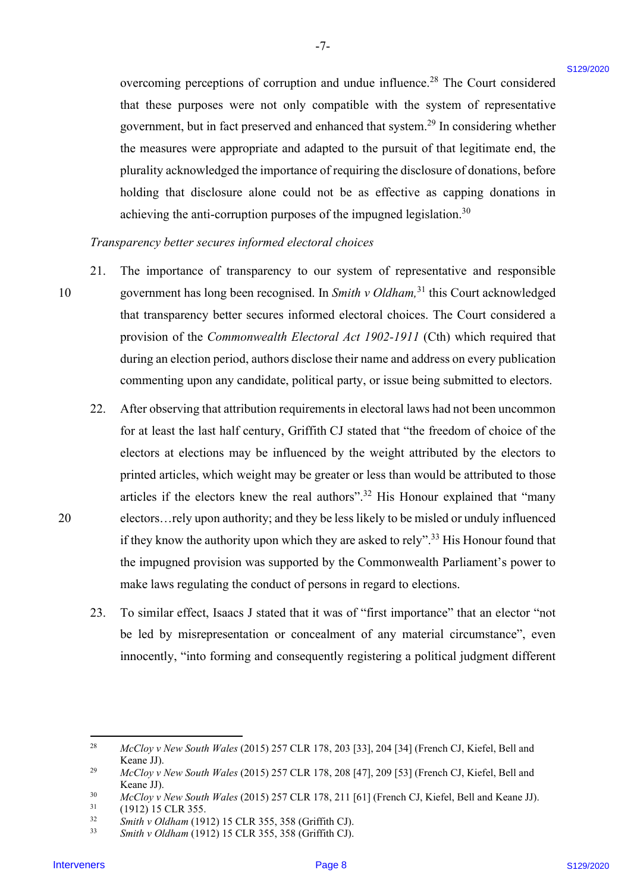overcoming perceptions of corruption and undue influence.[28] The Court considered that these purposes were not only compatible with the system of representative government, but in fact preserved and enhanced that system.[29] In considering whether the measures were appropriate and adapted to the pursuit of that legitimate end, the plurality acknowledged the importance of requiring the disclosure of donations, before holding that disclosure alone could not be as effective as capping donations in achieving the anti-corruption purposes of the impugned legislation.[30]

*Transparency better secures informed electoral choices*

21. The importance of transparency to our system of representative and responsible government has long been recognised. In *Smith v Oldham,*[31] this Court acknowledged that transparency better secures informed electoral choices. The Court considered a provision of the *Commonwealth Electoral Act 1902-1911* (Cth) which required that during an election period, authors disclose their name and address on every publication commenting upon any candidate, political party, or issue being submitted to electors.

22. After observing that attribution requirements in electoral laws had not been uncommon for at least the last half century, Griffith CJ stated that "the freedom of choice of the electors at elections may be influenced by the weight attributed by the electors to printed articles, which weight may be greater or less than would be attributed to those articles if the electors knew the real authors".[32] His Honour explained that "many electors…rely upon authority; and they be less likely to be misled or unduly influenced if they know the authority upon which they are asked to rely".[33] His Honour found that the impugned provision was supported by the Commonwealth Parliament's power to make laws regulating the conduct of persons in regard to elections.

23. To similar effect, Isaacs J stated that it was of "first importance" that an elector "not be led by misrepresentation or concealment of any material circumstance", even innocently, "into forming and consequently registering a political judgment different

---

[28] *McCloy v New South Wales* (2015) 257 CLR 178, 203 [33], 204 [34] (French CJ, Kiefel, Bell and Keane JJ).

[29] *McCloy v New South Wales* (2015) 257 CLR 178, 208 [47], 209 [53] (French CJ, Kiefel, Bell and Keane JJ).

[30] *McCloy v New South Wales* (2015) 257 CLR 178, 211 [61] (French CJ, Kiefel, Bell and Keane JJ).

[31] (1912) 15 CLR 355.

[32] *Smith v Oldham* (1912) 15 CLR 355, 358 (Griffith CJ).

[33] *Smith v Oldham* (1912) 15 CLR 355, 358 (Griffith CJ).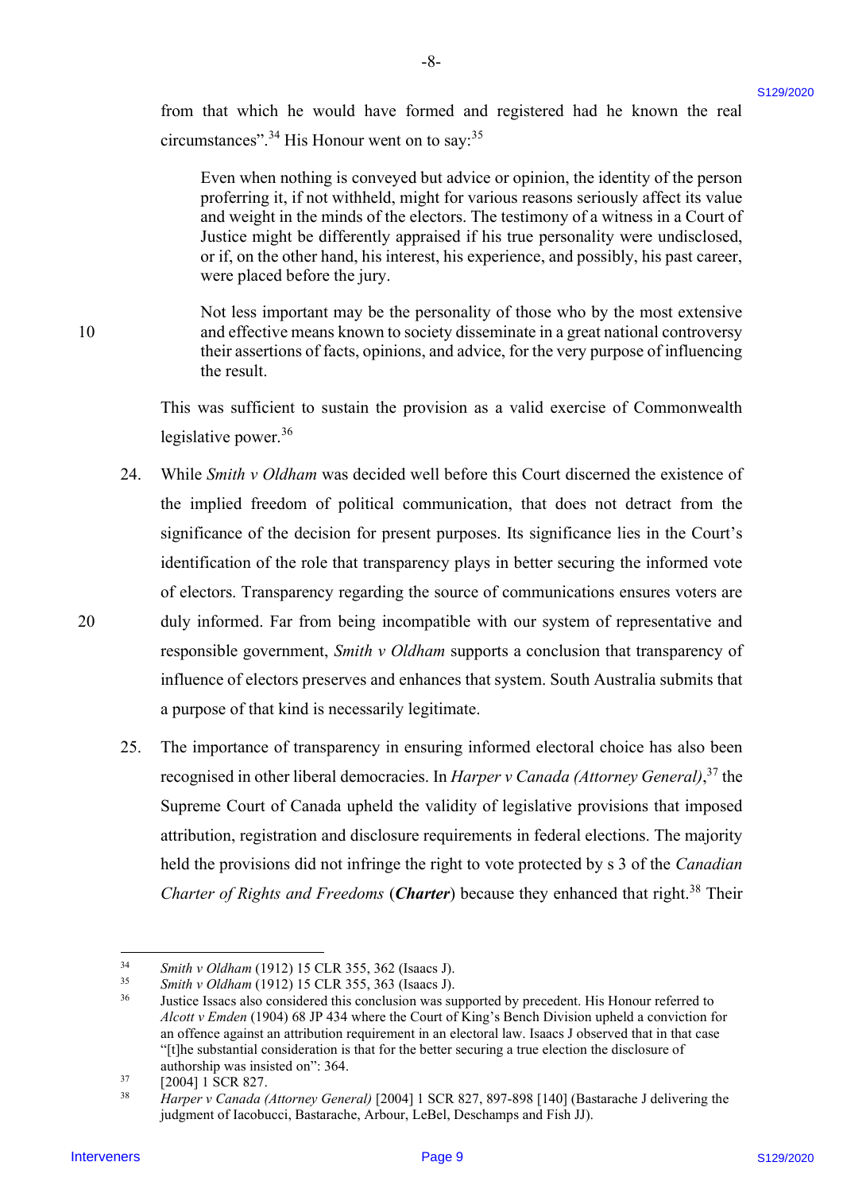from that which he would have formed and registered had he known the real circumstances".[34] His Honour went on to say:[35]

> Even when nothing is conveyed but advice or opinion, the identity of the person proferring it, if not withheld, might for various reasons seriously affect its value and weight in the minds of the electors. The testimony of a witness in a Court of Justice might be differently appraised if his true personality were undisclosed, or if, on the other hand, his interest, his experience, and possibly, his past career, were placed before the jury.
>
> Not less important may be the personality of those who by the most extensive and effective means known to society disseminate in a great national controversy their assertions of facts, opinions, and advice, for the very purpose of influencing the result.

This was sufficient to sustain the provision as a valid exercise of Commonwealth legislative power.[36]

24. While *Smith v Oldham* was decided well before this Court discerned the existence of the implied freedom of political communication, that does not detract from the significance of the decision for present purposes. Its significance lies in the Court's identification of the role that transparency plays in better securing the informed vote of electors. Transparency regarding the source of communications ensures voters are duly informed. Far from being incompatible with our system of representative and responsible government, *Smith v Oldham* supports a conclusion that transparency of influence of electors preserves and enhances that system. South Australia submits that a purpose of that kind is necessarily legitimate.

25. The importance of transparency in ensuring informed electoral choice has also been recognised in other liberal democracies. In *Harper v Canada (Attorney General)*,[37] the Supreme Court of Canada upheld the validity of legislative provisions that imposed attribution, registration and disclosure requirements in federal elections. The majority held the provisions did not infringe the right to vote protected by s 3 of the *Canadian Charter of Rights and Freedoms* (***Charter***) because they enhanced that right.[38] Their

---

[34] *Smith v Oldham* (1912) 15 CLR 355, 362 (Isaacs J).

[35] *Smith v Oldham* (1912) 15 CLR 355, 363 (Isaacs J).

[36] Justice Issacs also considered this conclusion was supported by precedent. His Honour referred to *Alcott v Emden* (1904) 68 JP 434 where the Court of King's Bench Division upheld a conviction for an offence against an attribution requirement in an electoral law. Isaacs J observed that in that case "[t]he substantial consideration is that for the better securing a true election the disclosure of authorship was insisted on": 364.

[37] [2004] 1 SCR 827.

[38] *Harper v Canada (Attorney General)* [2004] 1 SCR 827, 897-898 [140] (Bastarache J delivering the judgment of Iacobucci, Bastarache, Arbour, LeBel, Deschamps and Fish JJ).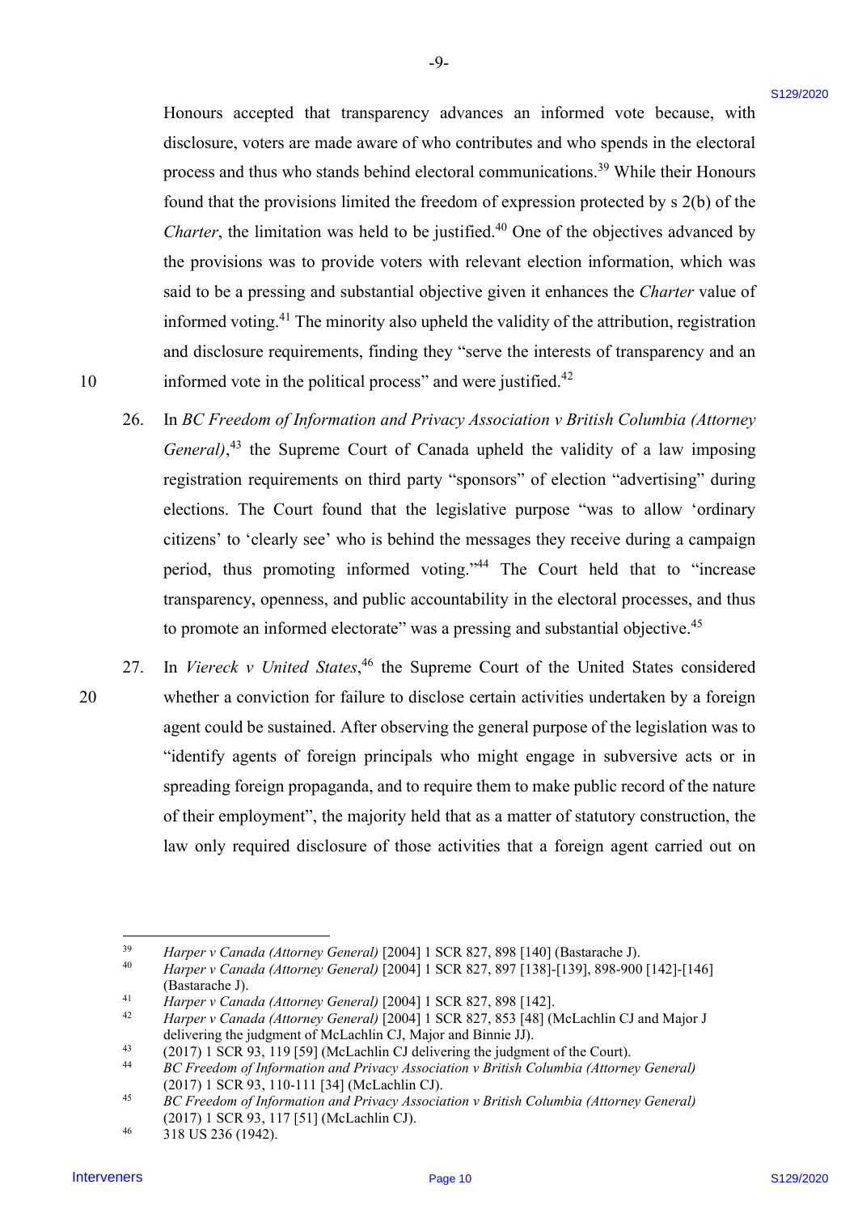Honours accepted that transparency advances an informed vote because, with disclosure, voters are made aware of who contributes and who spends in the electoral process and thus who stands behind electoral communications.[39] While their Honours found that the provisions limited the freedom of expression protected by s 2(b) of the *Charter*, the limitation was held to be justified.[40] One of the objectives advanced by the provisions was to provide voters with relevant election information, which was said to be a pressing and substantial objective given it enhances the *Charter* value of informed voting.[41] The minority also upheld the validity of the attribution, registration and disclosure requirements, finding they "serve the interests of transparency and an informed vote in the political process" and were justified.[42]

26. In *BC Freedom of Information and Privacy Association v British Columbia (Attorney General)*,[43] the Supreme Court of Canada upheld the validity of a law imposing registration requirements on third party "sponsors" of election "advertising" during elections. The Court found that the legislative purpose "was to allow 'ordinary citizens' to 'clearly see' who is behind the messages they receive during a campaign period, thus promoting informed voting."[44] The Court held that to "increase transparency, openness, and public accountability in the electoral processes, and thus to promote an informed electorate" was a pressing and substantial objective.[45]

27. In *Viereck v United States*,[46] the Supreme Court of the United States considered whether a conviction for failure to disclose certain activities undertaken by a foreign agent could be sustained. After observing the general purpose of the legislation was to "identify agents of foreign principals who might engage in subversive acts or in spreading foreign propaganda, and to require them to make public record of the nature of their employment", the majority held that as a matter of statutory construction, the law only required disclosure of those activities that a foreign agent carried out on

---

[39] *Harper v Canada (Attorney General)* [2004] 1 SCR 827, 898 [140] (Bastarache J).

[40] *Harper v Canada (Attorney General)* [2004] 1 SCR 827, 897 [138]-[139], 898-900 [142]-[146] (Bastarache J).

[41] *Harper v Canada (Attorney General)* [2004] 1 SCR 827, 898 [142].

[42] *Harper v Canada (Attorney General)* [2004] 1 SCR 827, 853 [48] (McLachlin CJ and Major J delivering the judgment of McLachlin CJ, Major and Binnie JJ).

[43] (2017) 1 SCR 93, 119 [59] (McLachlin CJ delivering the judgment of the Court).

[44] *BC Freedom of Information and Privacy Association v British Columbia (Attorney General)* (2017) 1 SCR 93, 110-111 [34] (McLachlin CJ).

[45] *BC Freedom of Information and Privacy Association v British Columbia (Attorney General)* (2017) 1 SCR 93, 117 [51] (McLachlin CJ).

[46] 318 US 236 (1942).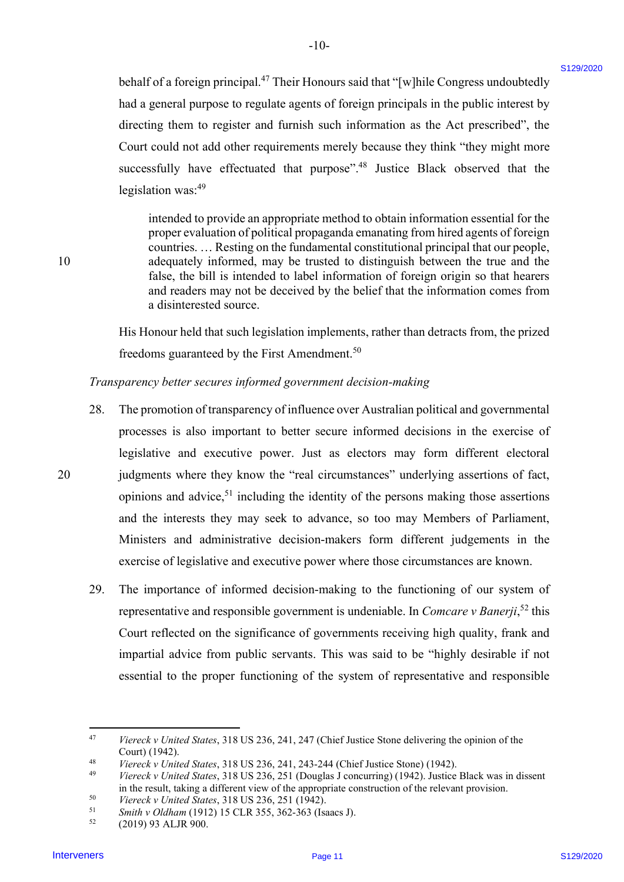behalf of a foreign principal.[47] Their Honours said that "[w]hile Congress undoubtedly had a general purpose to regulate agents of foreign principals in the public interest by directing them to register and furnish such information as the Act prescribed", the Court could not add other requirements merely because they think "they might more successfully have effectuated that purpose".[48] Justice Black observed that the legislation was:[49]

> intended to provide an appropriate method to obtain information essential for the proper evaluation of political propaganda emanating from hired agents of foreign countries. … Resting on the fundamental constitutional principal that our people, adequately informed, may be trusted to distinguish between the true and the false, the bill is intended to label information of foreign origin so that hearers and readers may not be deceived by the belief that the information comes from a disinterested source.

His Honour held that such legislation implements, rather than detracts from, the prized freedoms guaranteed by the First Amendment.[50]

*Transparency better secures informed government decision-making*

28. The promotion of transparency of influence over Australian political and governmental processes is also important to better secure informed decisions in the exercise of legislative and executive power. Just as electors may form different electoral judgments where they know the "real circumstances" underlying assertions of fact, opinions and advice,[51] including the identity of the persons making those assertions and the interests they may seek to advance, so too may Members of Parliament, Ministers and administrative decision-makers form different judgements in the exercise of legislative and executive power where those circumstances are known.

29. The importance of informed decision-making to the functioning of our system of representative and responsible government is undeniable. In *Comcare v Banerji*,[52] this Court reflected on the significance of governments receiving high quality, frank and impartial advice from public servants. This was said to be "highly desirable if not essential to the proper functioning of the system of representative and responsible

---

[47] *Viereck v United States*, 318 US 236, 241, 247 (Chief Justice Stone delivering the opinion of the Court) (1942).

[48] *Viereck v United States*, 318 US 236, 241, 243-244 (Chief Justice Stone) (1942).

[49] *Viereck v United States*, 318 US 236, 251 (Douglas J concurring) (1942). Justice Black was in dissent in the result, taking a different view of the appropriate construction of the relevant provision.

[50] *Viereck v United States*, 318 US 236, 251 (1942).

[51] *Smith v Oldham* (1912) 15 CLR 355, 362-363 (Isaacs J).

[52] (2019) 93 ALJR 900.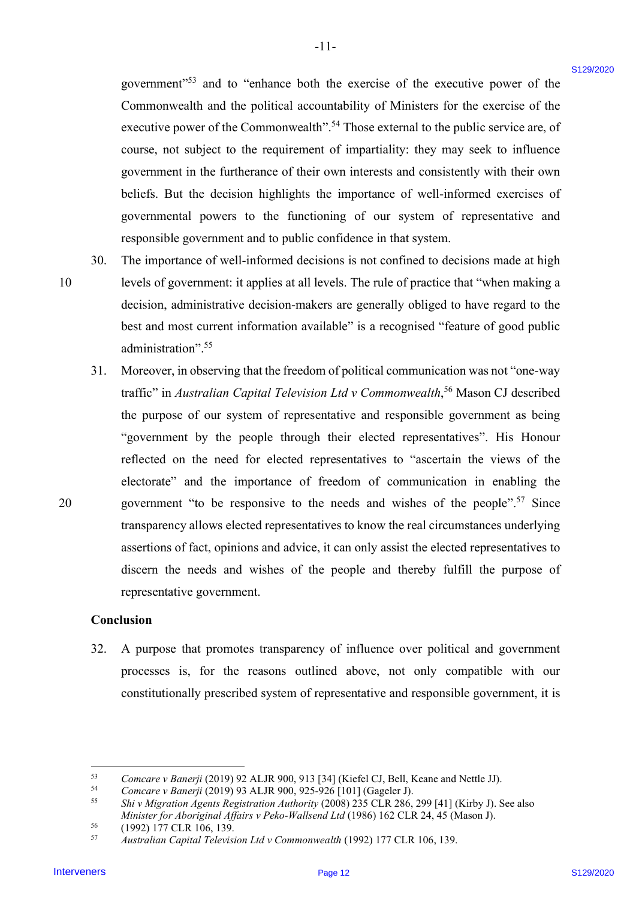government"[53] and to "enhance both the exercise of the executive power of the Commonwealth and the political accountability of Ministers for the exercise of the executive power of the Commonwealth".[54] Those external to the public service are, of course, not subject to the requirement of impartiality: they may seek to influence government in the furtherance of their own interests and consistently with their own beliefs. But the decision highlights the importance of well-informed exercises of governmental powers to the functioning of our system of representative and responsible government and to public confidence in that system.

30. The importance of well-informed decisions is not confined to decisions made at high levels of government: it applies at all levels. The rule of practice that "when making a decision, administrative decision-makers are generally obliged to have regard to the best and most current information available" is a recognised "feature of good public administration".[55]

31. Moreover, in observing that the freedom of political communication was not "one-way traffic" in *Australian Capital Television Ltd v Commonwealth*,[56] Mason CJ described the purpose of our system of representative and responsible government as being "government by the people through their elected representatives". His Honour reflected on the need for elected representatives to "ascertain the views of the electorate" and the importance of freedom of communication in enabling the government "to be responsive to the needs and wishes of the people".[57] Since transparency allows elected representatives to know the real circumstances underlying assertions of fact, opinions and advice, it can only assist the elected representatives to discern the needs and wishes of the people and thereby fulfill the purpose of representative government.

**Conclusion**

32. A purpose that promotes transparency of influence over political and government processes is, for the reasons outlined above, not only compatible with our constitutionally prescribed system of representative and responsible government, it is

---

[53] *Comcare v Banerji* (2019) 92 ALJR 900, 913 [34] (Kiefel CJ, Bell, Keane and Nettle JJ).

[54] *Comcare v Banerji* (2019) 93 ALJR 900, 925-926 [101] (Gageler J).

[55] *Shi v Migration Agents Registration Authority* (2008) 235 CLR 286, 299 [41] (Kirby J). See also *Minister for Aboriginal Affairs v Peko-Wallsend Ltd* (1986) 162 CLR 24, 45 (Mason J).

[56] (1992) 177 CLR 106, 139.

[57] *Australian Capital Television Ltd v Commonwealth* (1992) 177 CLR 106, 139.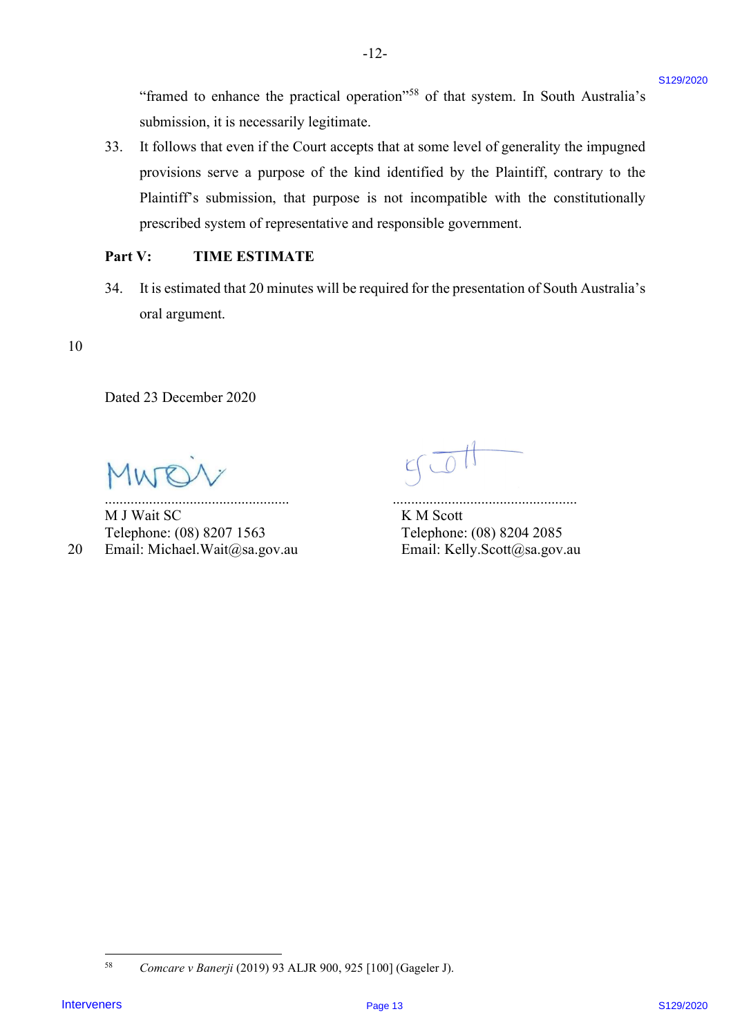"framed to enhance the practical operation"[58] of that system. In South Australia's submission, it is necessarily legitimate.

33. It follows that even if the Court accepts that at some level of generality the impugned provisions serve a purpose of the kind identified by the Plaintiff, contrary to the Plaintiff's submission, that purpose is not incompatible with the constitutionally prescribed system of representative and responsible government.

## Part V: TIME ESTIMATE

34. It is estimated that 20 minutes will be required for the presentation of South Australia's oral argument.

Dated 23 December 2020

.................................................
M J Wait SC
Telephone: (08) 8207 1563
Email: Michael.Wait@sa.gov.au

.................................................
K M Scott
Telephone: (08) 8204 2085
Email: Kelly.Scott@sa.gov.au

---

[58] *Comcare v Banerji* (2019) 93 ALJR 900, 925 [100] (Gageler J).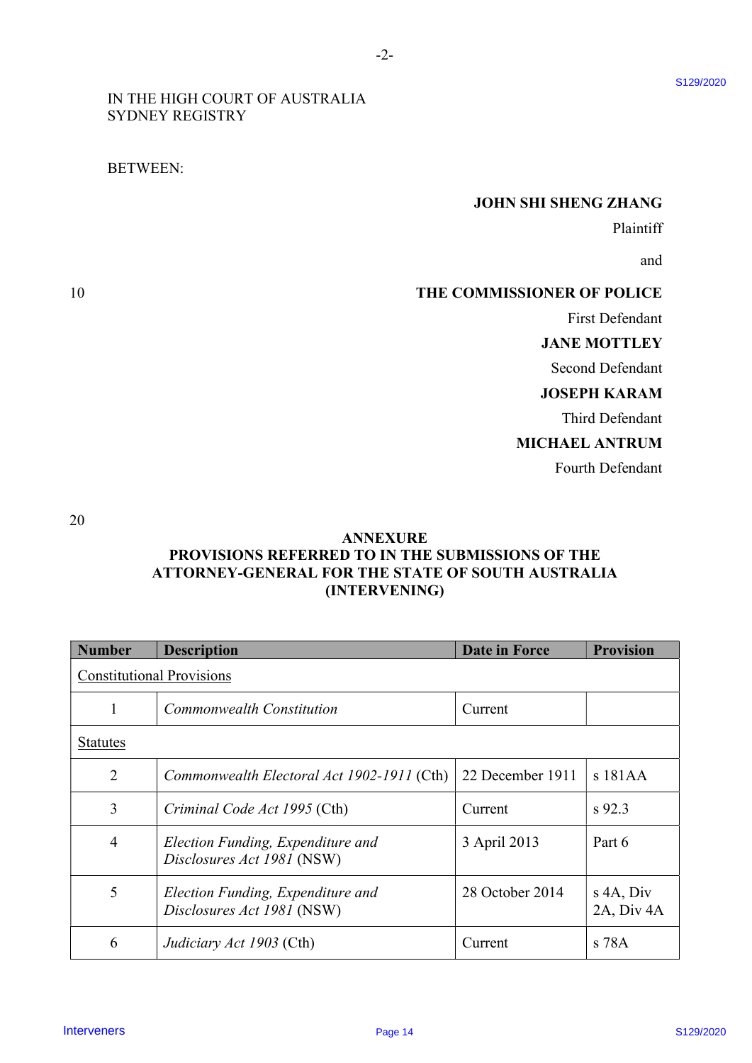IN THE HIGH COURT OF AUSTRALIA
SYDNEY REGISTRY

BETWEEN:

**JOHN SHI SHENG ZHANG**
Plaintiff

and

**THE COMMISSIONER OF POLICE**
First Defendant

**JANE MOTTLEY**
Second Defendant

**JOSEPH KARAM**
Third Defendant

**MICHAEL ANTRUM**
Fourth Defendant

**ANNEXURE**
**PROVISIONS REFERRED TO IN THE SUBMISSIONS OF THE ATTORNEY-GENERAL FOR THE STATE OF SOUTH AUSTRALIA (INTERVENING)**

| Number | Description | Date in Force | Provision |
|---|---|---|---|
| Constitutional Provisions | | | |
| 1 | *Commonwealth Constitution* | Current | |
| Statutes | | | |
| 2 | *Commonwealth Electoral Act 1902-1911* (Cth) | 22 December 1911 | s 181AA |
| 3 | *Criminal Code Act 1995* (Cth) | Current | s 92.3 |
| 4 | *Election Funding, Expenditure and Disclosures Act 1981* (NSW) | 3 April 2013 | Part 6 |
| 5 | *Election Funding, Expenditure and Disclosures Act 1981* (NSW) | 28 October 2014 | s 4A, Div 2A, Div 4A |
| 6 | *Judiciary Act 1903* (Cth) | Current | s 78A |